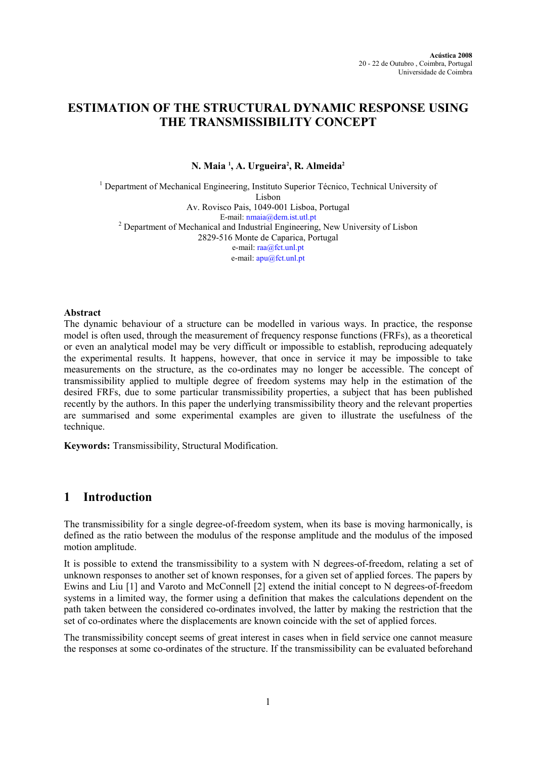# ESTIMATION OF THE STRUCTURAL DYNAMIC RESPONSE USING THE TRANSMISSIBILITY CONCEPT

**N. Maia [1], A. Urgueira[2], R. Almeida[2]**

[1] Department of Mechanical Engineering, Instituto Superior Técnico, Technical University of Lisbon
Av. Rovisco Pais, 1049-001 Lisboa, Portugal
E-mail: nmaia@dem.ist.utl.pt

[2] Department of Mechanical and Industrial Engineering, New University of Lisbon
2829-516 Monte de Caparica, Portugal
e-mail: raa@fct.unl.pt
e-mail: apu@fct.unl.pt

**Abstract**

The dynamic behaviour of a structure can be modelled in various ways. In practice, the response model is often used, through the measurement of frequency response functions (FRFs), as a theoretical or even an analytical model may be very difficult or impossible to establish, reproducing adequately the experimental results. It happens, however, that once in service it may be impossible to take measurements on the structure, as the co-ordinates may no longer be accessible. The concept of transmissibility applied to multiple degree of freedom systems may help in the estimation of the desired FRFs, due to some particular transmissibility properties, a subject that has been published recently by the authors. In this paper the underlying transmissibility theory and the relevant properties are summarised and some experimental examples are given to illustrate the usefulness of the technique.

**Keywords:** Transmissibility, Structural Modification.

## 1 Introduction

The transmissibility for a single degree-of-freedom system, when its base is moving harmonically, is defined as the ratio between the modulus of the response amplitude and the modulus of the imposed motion amplitude.

It is possible to extend the transmissibility to a system with N degrees-of-freedom, relating a set of unknown responses to another set of known responses, for a given set of applied forces. The papers by Ewins and Liu [1] and Varoto and McConnell [2] extend the initial concept to N degrees-of-freedom systems in a limited way, the former using a definition that makes the calculations dependent on the path taken between the considered co-ordinates involved, the latter by making the restriction that the set of co-ordinates where the displacements are known coincide with the set of applied forces.

The transmissibility concept seems of great interest in cases when in field service one cannot measure the responses at some co-ordinates of the structure. If the transmissibility can be evaluated beforehand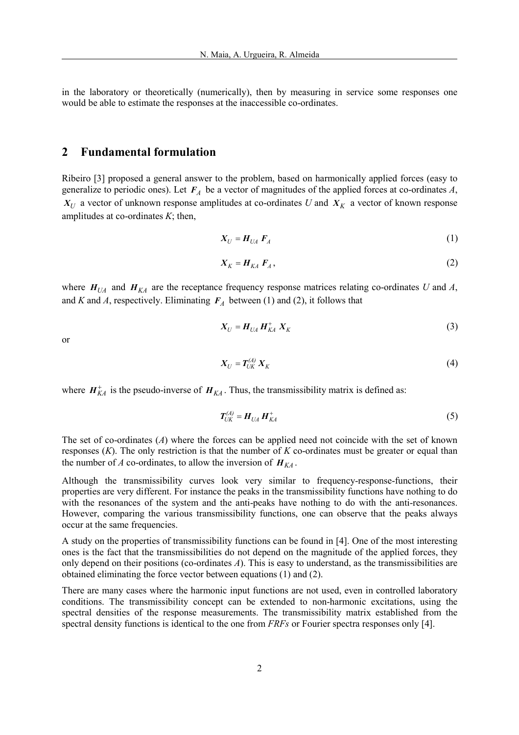in the laboratory or theoretically (numerically), then by measuring in service some responses one would be able to estimate the responses at the inaccessible co-ordinates.

## 2 Fundamental formulation

Ribeiro [3] proposed a general answer to the problem, based on harmonically applied forces (easy to generalize to periodic ones). Let $\boldsymbol{F}_A$ be a vector of magnitudes of the applied forces at co-ordinates $A$, $\boldsymbol{X}_U$ a vector of unknown response amplitudes at co-ordinates $U$ and $\boldsymbol{X}_K$ a vector of known response amplitudes at co-ordinates $K$; then,

$$\boldsymbol{X}_U = \boldsymbol{H}_{UA} \, \boldsymbol{F}_A \tag{1}$$

$$\boldsymbol{X}_K = \boldsymbol{H}_{KA} \, \boldsymbol{F}_A , \tag{2}$$

where $\boldsymbol{H}_{UA}$ and $\boldsymbol{H}_{KA}$ are the receptance frequency response matrices relating co-ordinates $U$ and $A$, and $K$ and $A$, respectively. Eliminating $\boldsymbol{F}_A$ between (1) and (2), it follows that

$$\boldsymbol{X}_U = \boldsymbol{H}_{UA} \, \boldsymbol{H}_{KA}^{+} \, \boldsymbol{X}_K \tag{3}$$

or

$$\boldsymbol{X}_U = \boldsymbol{T}_{UK}^{(A)} \, \boldsymbol{X}_K \tag{4}$$

where $\boldsymbol{H}_{KA}^{+}$ is the pseudo-inverse of $\boldsymbol{H}_{KA}$. Thus, the transmissibility matrix is defined as:

$$\boldsymbol{T}_{UK}^{(A)} = \boldsymbol{H}_{UA} \, \boldsymbol{H}_{KA}^{+} \tag{5}$$

The set of co-ordinates ($A$) where the forces can be applied need not coincide with the set of known responses ($K$). The only restriction is that the number of $K$ co-ordinates must be greater or equal than the number of $A$ co-ordinates, to allow the inversion of $\boldsymbol{H}_{KA}$.

Although the transmissibility curves look very similar to frequency-response-functions, their properties are very different. For instance the peaks in the transmissibility functions have nothing to do with the resonances of the system and the anti-peaks have nothing to do with the anti-resonances. However, comparing the various transmissibility functions, one can observe that the peaks always occur at the same frequencies.

A study on the properties of transmissibility functions can be found in [4]. One of the most interesting ones is the fact that the transmissibilities do not depend on the magnitude of the applied forces, they only depend on their positions (co-ordinates $A$). This is easy to understand, as the transmissibilities are obtained eliminating the force vector between equations (1) and (2).

There are many cases where the harmonic input functions are not used, even in controlled laboratory conditions. The transmissibility concept can be extended to non-harmonic excitations, using the spectral densities of the response measurements. The transmissibility matrix established from the spectral density functions is identical to the one from *FRFs* or Fourier spectra responses only [4].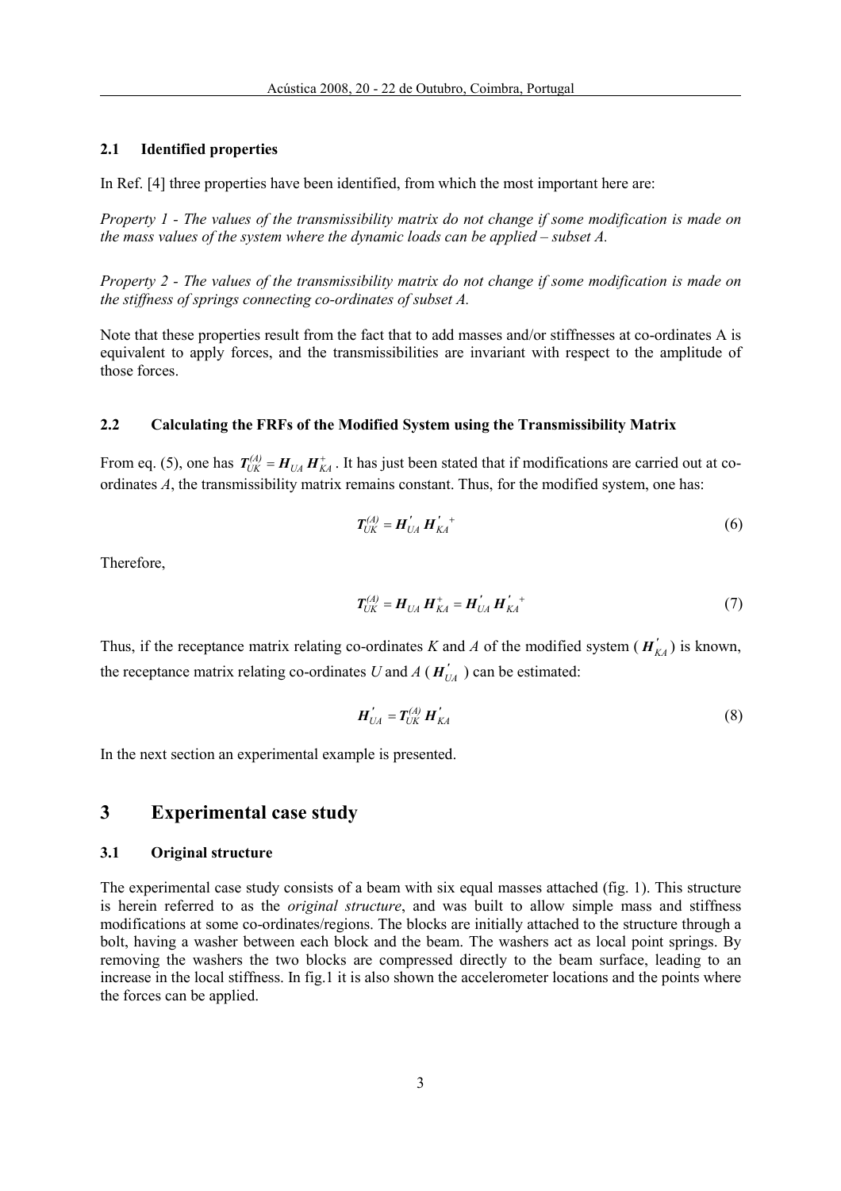### 2.1 Identified properties

In Ref. [4] three properties have been identified, from which the most important here are:

*Property 1 - The values of the transmissibility matrix do not change if some modification is made on the mass values of the system where the dynamic loads can be applied – subset A.*

*Property 2 - The values of the transmissibility matrix do not change if some modification is made on the stiffness of springs connecting co-ordinates of subset A.*

Note that these properties result from the fact that to add masses and/or stiffnesses at co-ordinates A is equivalent to apply forces, and the transmissibilities are invariant with respect to the amplitude of those forces.

### 2.2 Calculating the FRFs of the Modified System using the Transmissibility Matrix

From eq. (5), one has $\boldsymbol{T}_{UK}^{(A)} = \boldsymbol{H}_{UA}\,\boldsymbol{H}_{KA}^{+}$. It has just been stated that if modifications are carried out at co-ordinates *A*, the transmissibility matrix remains constant. Thus, for the modified system, one has:

$$\boldsymbol{T}_{UK}^{(A)} = \boldsymbol{H}_{UA}^{'}\,\boldsymbol{H}_{KA}^{'\,+} \tag{6}$$

Therefore,

$$\boldsymbol{T}_{UK}^{(A)} = \boldsymbol{H}_{UA}\,\boldsymbol{H}_{KA}^{+} = \boldsymbol{H}_{UA}^{'}\,\boldsymbol{H}_{KA}^{'\,+} \tag{7}$$

Thus, if the receptance matrix relating co-ordinates *K* and *A* of the modified system ($\boldsymbol{H}_{KA}^{'}$) is known, the receptance matrix relating co-ordinates *U* and *A* ($\boldsymbol{H}_{UA}^{'}$) can be estimated:

$$\boldsymbol{H}_{UA}^{'} = \boldsymbol{T}_{UK}^{(A)}\,\boldsymbol{H}_{KA}^{'} \tag{8}$$

In the next section an experimental example is presented.

## 3 Experimental case study

### 3.1 Original structure

The experimental case study consists of a beam with six equal masses attached (fig. 1). This structure is herein referred to as the *original structure*, and was built to allow simple mass and stiffness modifications at some co-ordinates/regions. The blocks are initially attached to the structure through a bolt, having a washer between each block and the beam. The washers act as local point springs. By removing the washers the two blocks are compressed directly to the beam surface, leading to an increase in the local stiffness. In fig.1 it is also shown the accelerometer locations and the points where the forces can be applied.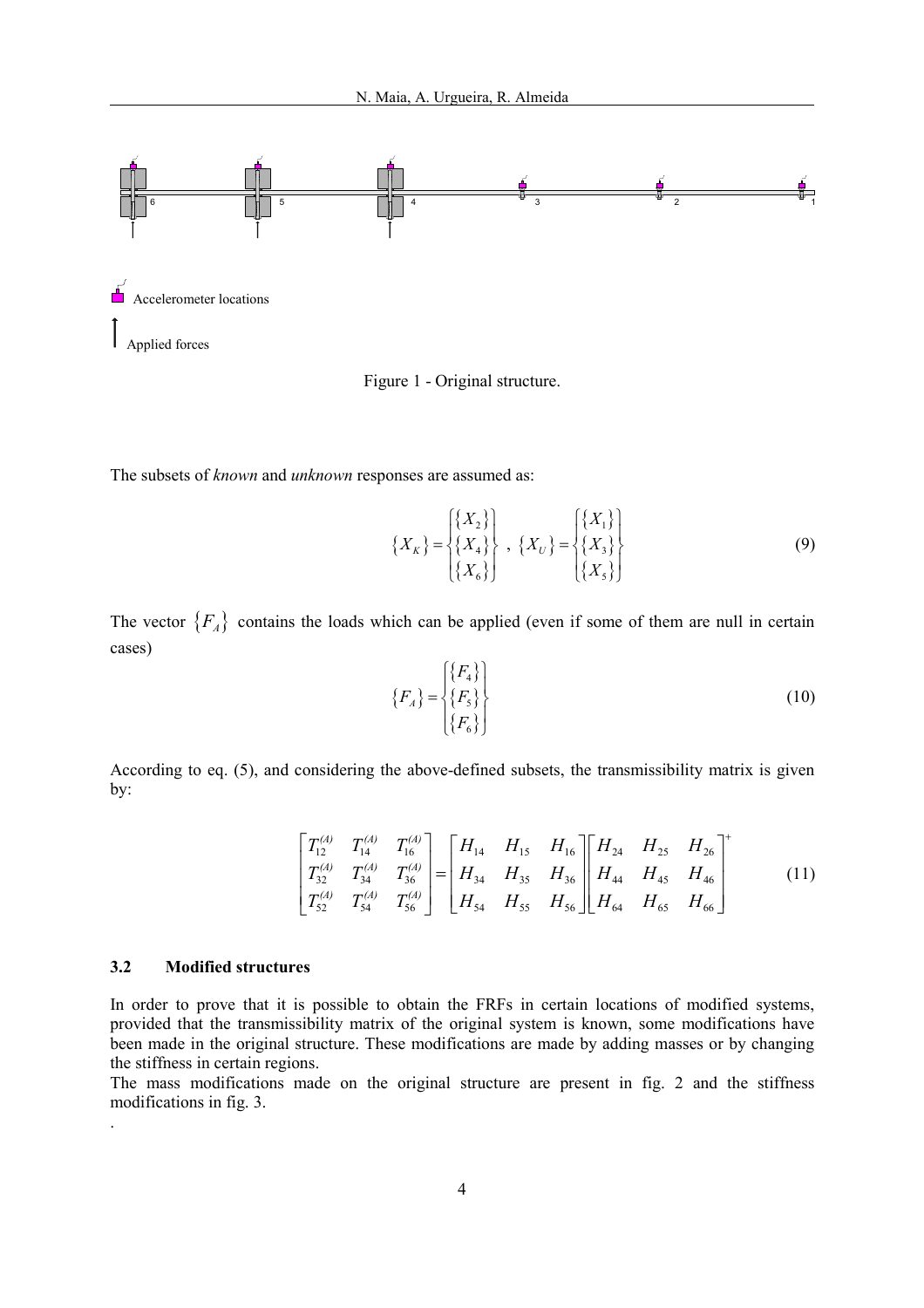Accelerometer locations

Applied forces

Figure 1 - Original structure.

The subsets of *known* and *unknown* responses are assumed as:

$$\{X_K\} = \begin{Bmatrix} \{X_2\} \\ \{X_4\} \\ \{X_6\} \end{Bmatrix} \ , \ \{X_U\} = \begin{Bmatrix} \{X_1\} \\ \{X_3\} \\ \{X_5\} \end{Bmatrix} \tag{9}$$

The vector $\{F_A\}$ contains the loads which can be applied (even if some of them are null in certain cases)

$$\{F_A\} = \begin{Bmatrix} \{F_4\} \\ \{F_5\} \\ \{F_6\} \end{Bmatrix} \tag{10}$$

According to eq. (5), and considering the above-defined subsets, the transmissibility matrix is given by:

$$\begin{bmatrix} T_{12}^{(A)} & T_{14}^{(A)} & T_{16}^{(A)} \\ T_{32}^{(A)} & T_{34}^{(A)} & T_{36}^{(A)} \\ T_{52}^{(A)} & T_{54}^{(A)} & T_{56}^{(A)} \end{bmatrix} = \begin{bmatrix} H_{14} & H_{15} & H_{16} \\ H_{34} & H_{35} & H_{36} \\ H_{54} & H_{55} & H_{56} \end{bmatrix} \begin{bmatrix} H_{24} & H_{25} & H_{26} \\ H_{44} & H_{45} & H_{46} \\ H_{64} & H_{65} & H_{66} \end{bmatrix}^+ \tag{11}$$

### 3.2 Modified structures

In order to prove that it is possible to obtain the FRFs in certain locations of modified systems, provided that the transmissibility matrix of the original system is known, some modifications have been made in the original structure. These modifications are made by adding masses or by changing the stiffness in certain regions.

The mass modifications made on the original structure are present in fig. 2 and the stiffness modifications in fig. 3.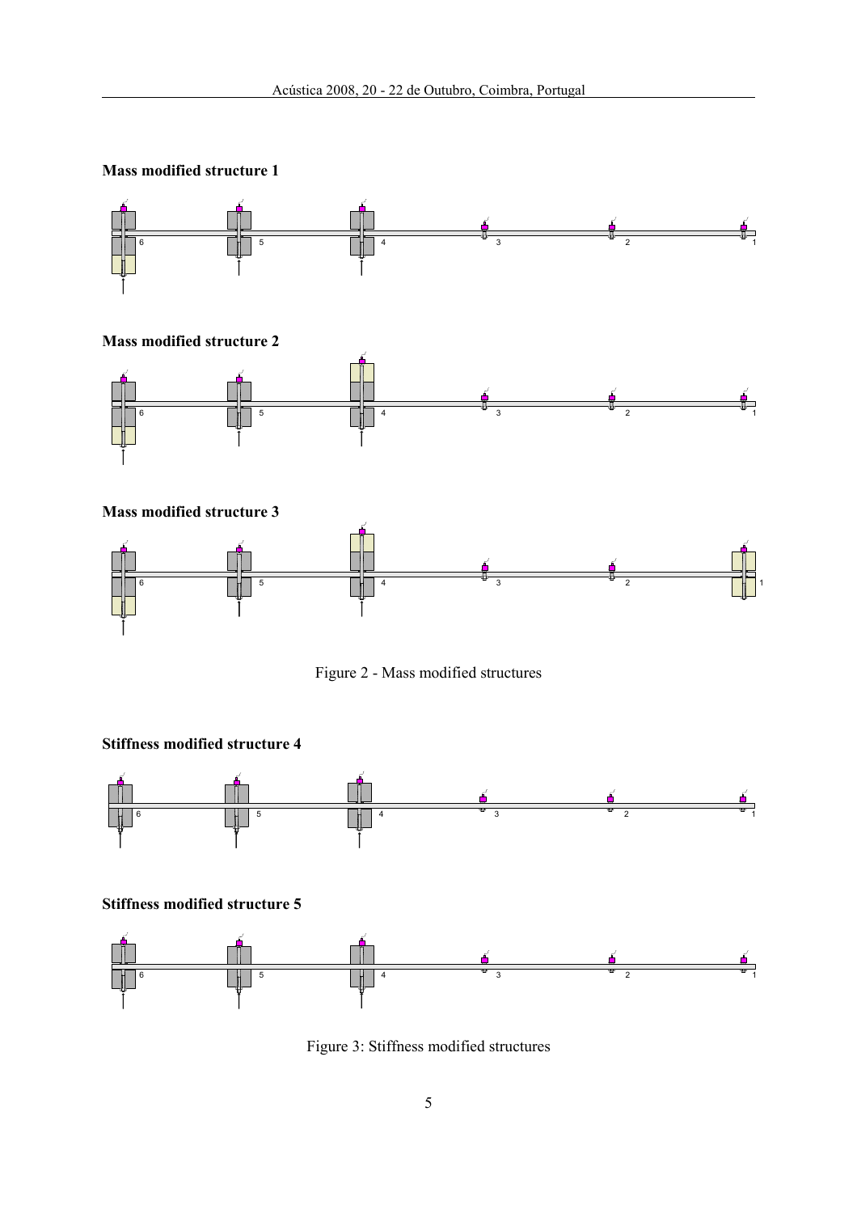**Mass modified structure 1**

**Mass modified structure 2**

**Mass modified structure 3**

Figure 2 - Mass modified structures

**Stiffness modified structure 4**

**Stiffness modified structure 5**

Figure 3: Stiffness modified structures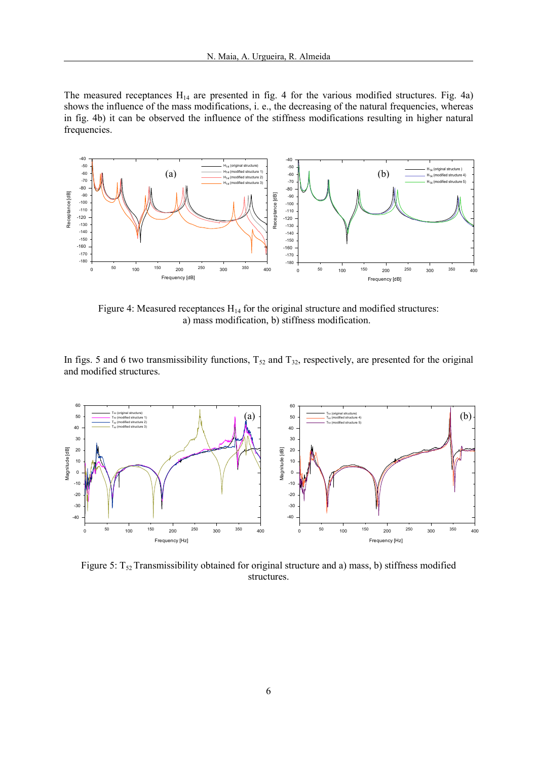The measured receptances $H_{14}$ are presented in fig. 4 for the various modified structures. Fig. 4a) shows the influence of the mass modifications, i. e., the decreasing of the natural frequencies, whereas in fig. 4b) it can be observed the influence of the stiffness modifications resulting in higher natural frequencies.

Figure 4: Measured receptances $H_{14}$ for the original structure and modified structures: a) mass modification, b) stiffness modification.

In figs. 5 and 6 two transmissibility functions, $T_{52}$ and $T_{32}$, respectively, are presented for the original and modified structures.

Figure 5: $T_{52}$ Transmissibility obtained for original structure and a) mass, b) stiffness modified structures.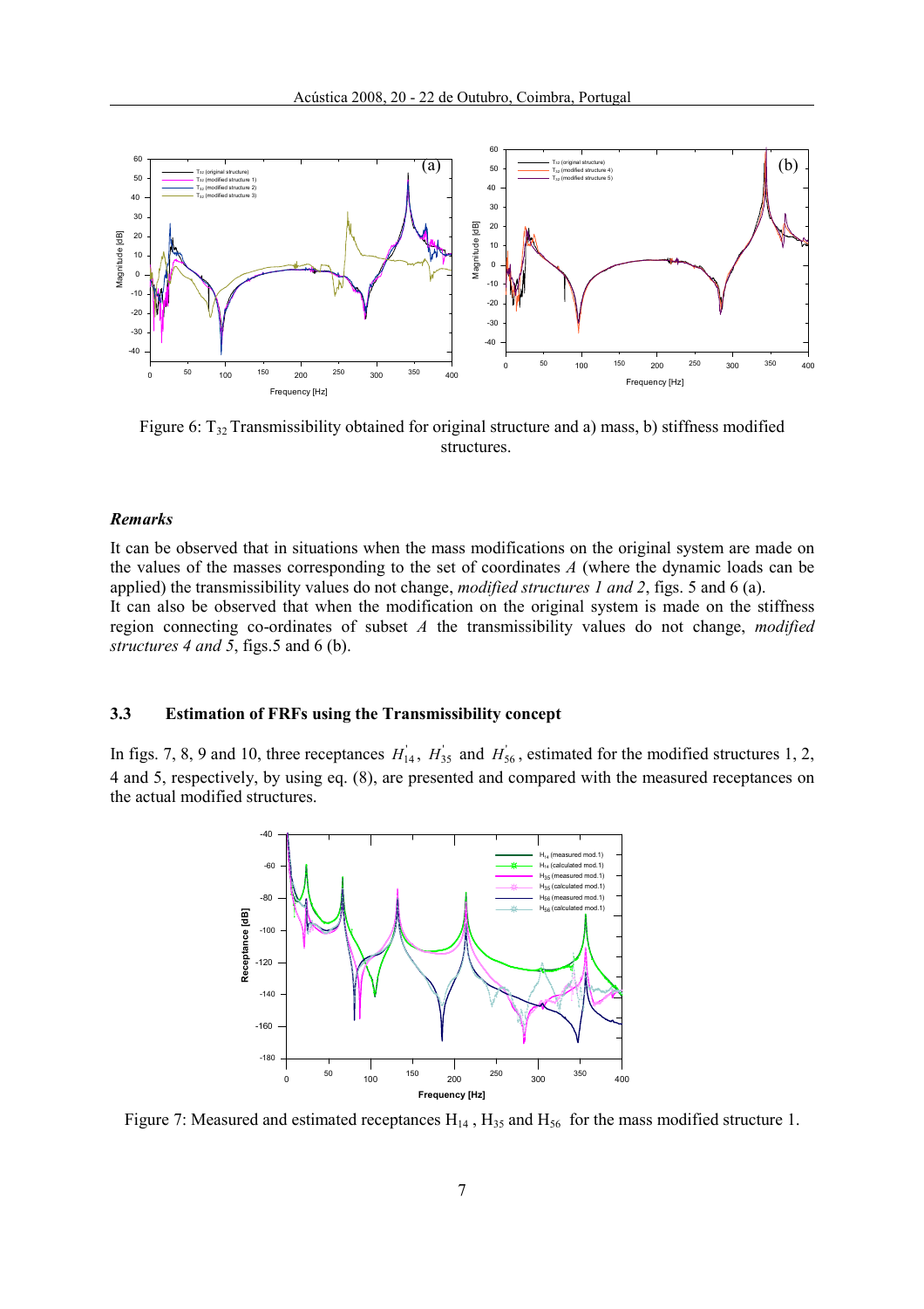Figure 6: $T_{32}$ Transmissibility obtained for original structure and a) mass, b) stiffness modified structures.

***Remarks***

It can be observed that in situations when the mass modifications on the original system are made on the values of the masses corresponding to the set of coordinates *A* (where the dynamic loads can be applied) the transmissibility values do not change, *modified structures 1 and 2*, figs. 5 and 6 (a).
It can also be observed that when the modification on the original system is made on the stiffness region connecting co-ordinates of subset *A* the transmissibility values do not change, *modified structures 4 and 5*, figs.5 and 6 (b).

### 3.3 Estimation of FRFs using the Transmissibility concept

In figs. 7, 8, 9 and 10, three receptances $H^{'}_{14}$, $H^{'}_{35}$ and $H^{'}_{56}$, estimated for the modified structures 1, 2, 4 and 5, respectively, by using eq. (8), are presented and compared with the measured receptances on the actual modified structures.

Figure 7: Measured and estimated receptances $H_{14}$, $H_{35}$ and $H_{56}$ for the mass modified structure 1.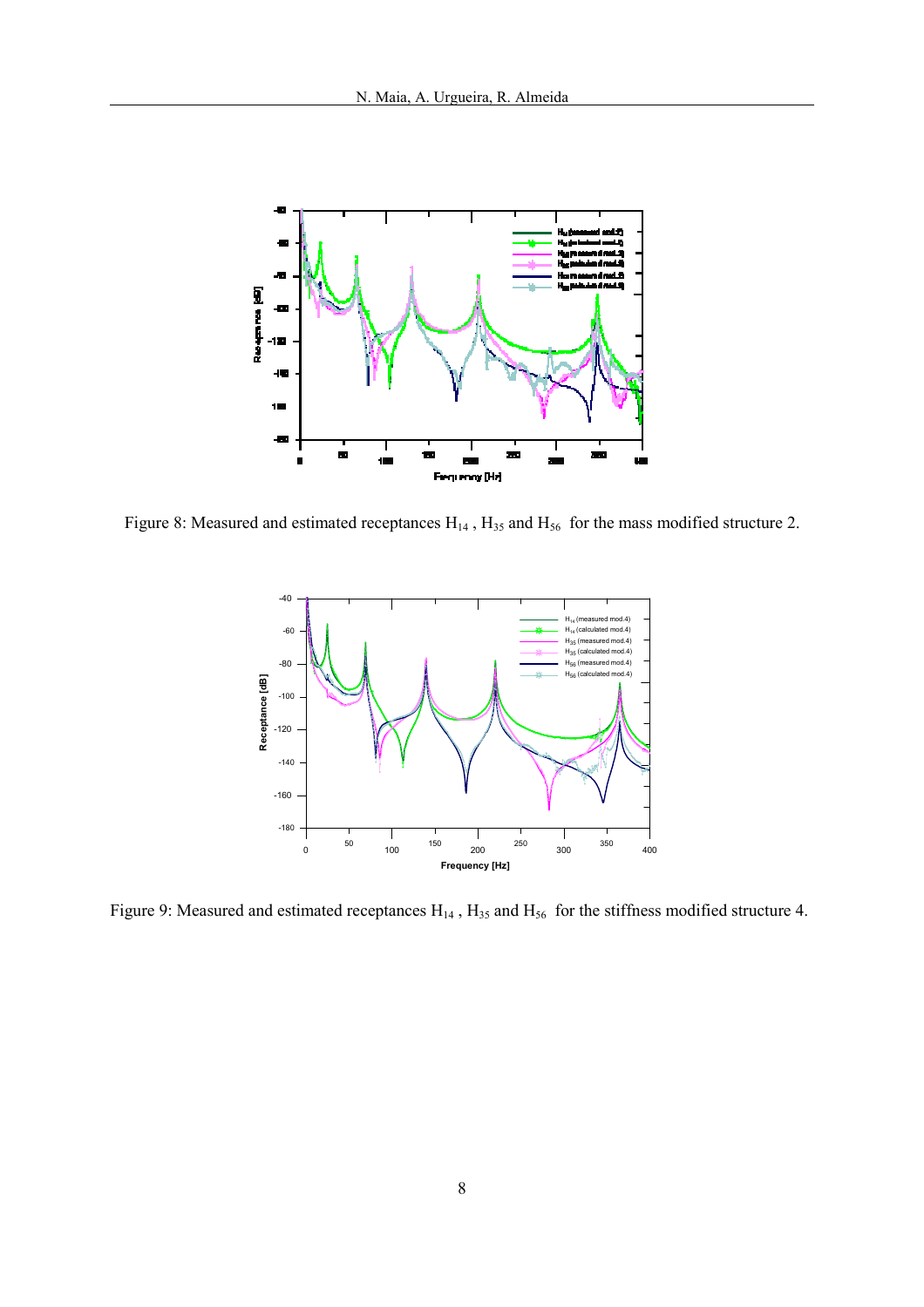Figure 8: Measured and estimated receptances $H_{14}$ , $H_{35}$ and $H_{56}$ for the mass modified structure 2.

Figure 9: Measured and estimated receptances $H_{14}$ , $H_{35}$ and $H_{56}$ for the stiffness modified structure 4.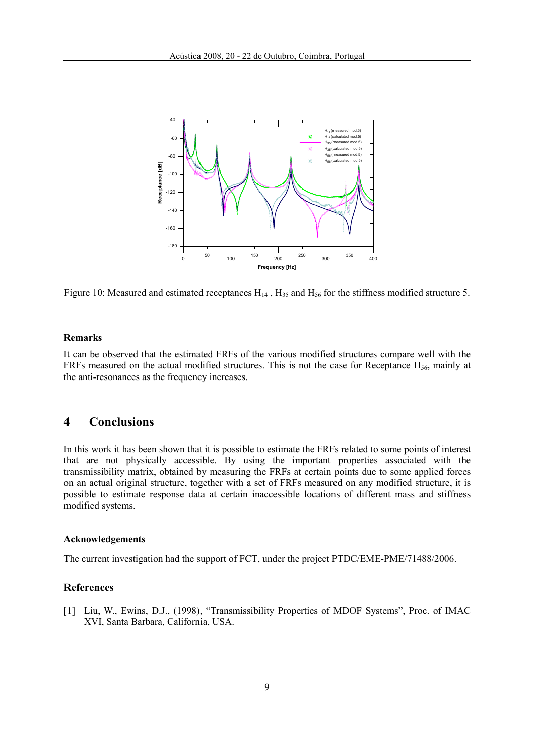Figure 10: Measured and estimated receptances $H_{14}$ , $H_{35}$ and $H_{56}$ for the stiffness modified structure 5.

**Remarks**

It can be observed that the estimated FRFs of the various modified structures compare well with the FRFs measured on the actual modified structures. This is not the case for Receptance $H_{56}$**,** mainly at the anti-resonances as the frequency increases.

# 4 Conclusions

In this work it has been shown that it is possible to estimate the FRFs related to some points of interest that are not physically accessible. By using the important properties associated with the transmissibility matrix, obtained by measuring the FRFs at certain points due to some applied forces on an actual original structure, together with a set of FRFs measured on any modified structure, it is possible to estimate response data at certain inaccessible locations of different mass and stiffness modified systems.

**Acknowledgements**

The current investigation had the support of FCT, under the project PTDC/EME-PME/71488/2006.

**References**

[1] Liu, W., Ewins, D.J., (1998), "Transmissibility Properties of MDOF Systems", Proc. of IMAC XVI, Santa Barbara, California, USA.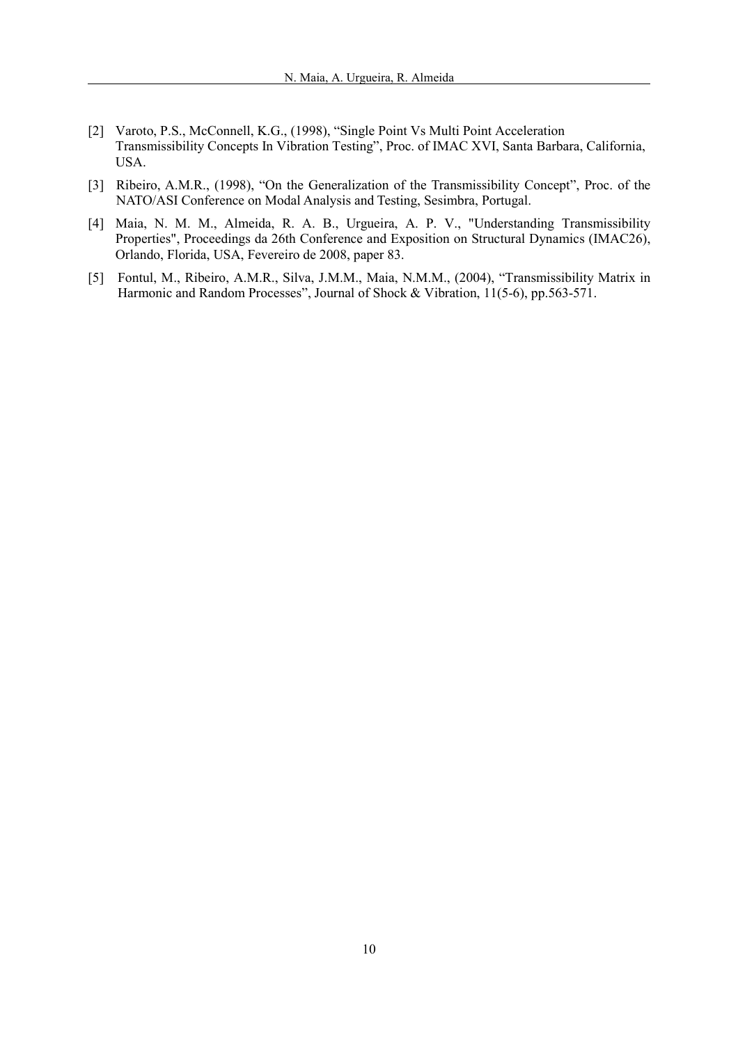[2] Varoto, P.S., McConnell, K.G., (1998), "Single Point Vs Multi Point Acceleration Transmissibility Concepts In Vibration Testing", Proc. of IMAC XVI, Santa Barbara, California, USA.

[3] Ribeiro, A.M.R., (1998), "On the Generalization of the Transmissibility Concept", Proc. of the NATO/ASI Conference on Modal Analysis and Testing, Sesimbra, Portugal.

[4] Maia, N. M. M., Almeida, R. A. B., Urgueira, A. P. V., "Understanding Transmissibility Properties", Proceedings da 26th Conference and Exposition on Structural Dynamics (IMAC26), Orlando, Florida, USA, Fevereiro de 2008, paper 83.

[5] Fontul, M., Ribeiro, A.M.R., Silva, J.M.M., Maia, N.M.M., (2004), "Transmissibility Matrix in Harmonic and Random Processes", Journal of Shock & Vibration, 11(5-6), pp.563-571.